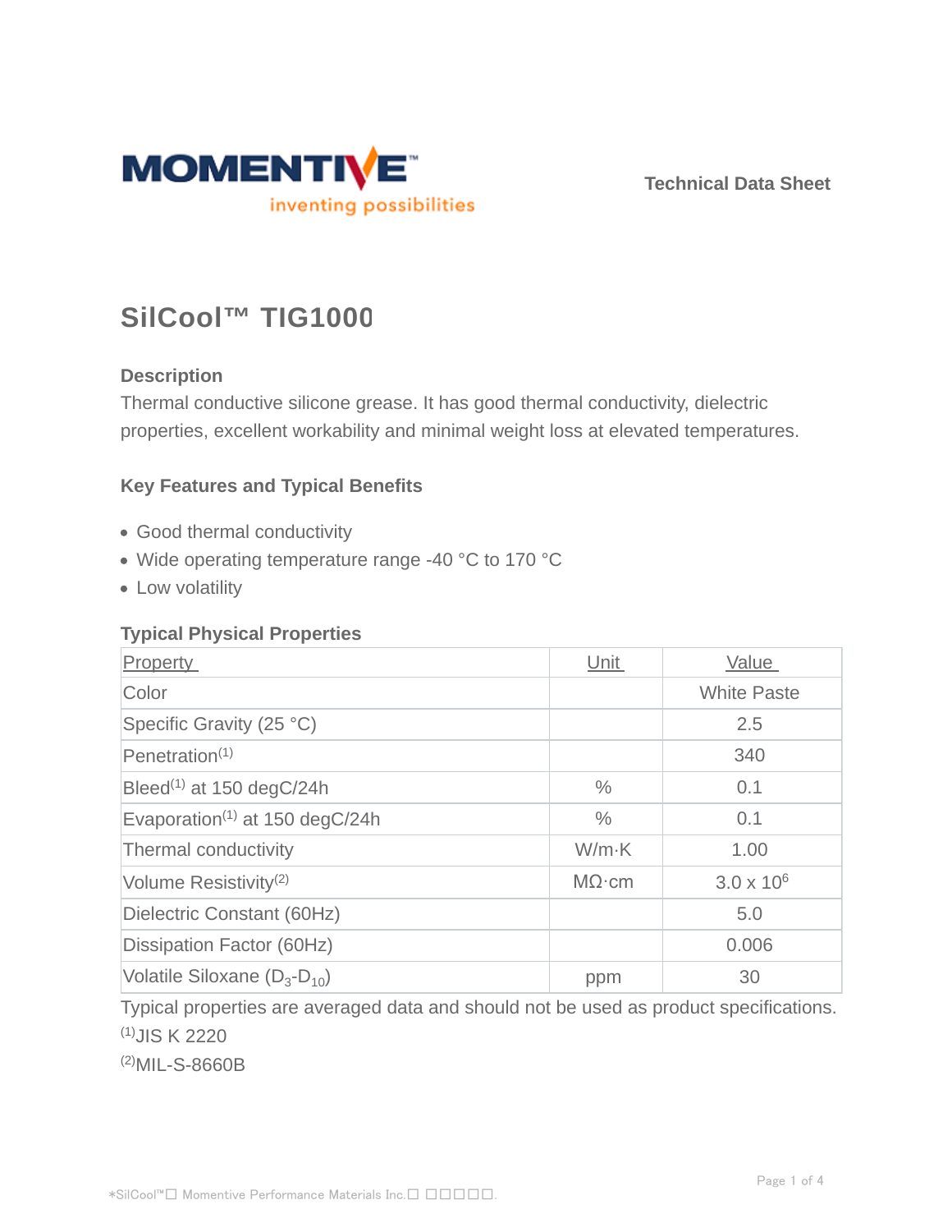Technical Data Sheet

# SilCool™ TIG1000

## Description

Thermal conductive silicone grease. It has good thermal conductivity, dielectric properties, excellent workability and minimal weight loss at elevated temperatures.

## Key Features and Typical Benefits

- Good thermal conductivity
- Wide operating temperature range -40 °C to 170 °C
- Low volatility

## Typical Physical Properties

| Property | Unit | Value |
|---|---|---|
| Color | | White Paste |
| Specific Gravity (25 °C) | | 2.5 |
| Penetration[1] | | 340 |
| Bleed[1] at 150 degC/24h | % | 0.1 |
| Evaporation[1] at 150 degC/24h | % | 0.1 |
| Thermal conductivity | W/m·K | 1.00 |
| Volume Resistivity[2] | MΩ·cm | $3.0 \times 10^6$ |
| Dielectric Constant (60Hz) | | 5.0 |
| Dissipation Factor (60Hz) | | 0.006 |
| Volatile Siloxane ($D_3$-$D_{10}$) | ppm | 30 |

Typical properties are averaged data and should not be used as product specifications.

[1]JIS K 2220

[2]MIL-S-8660B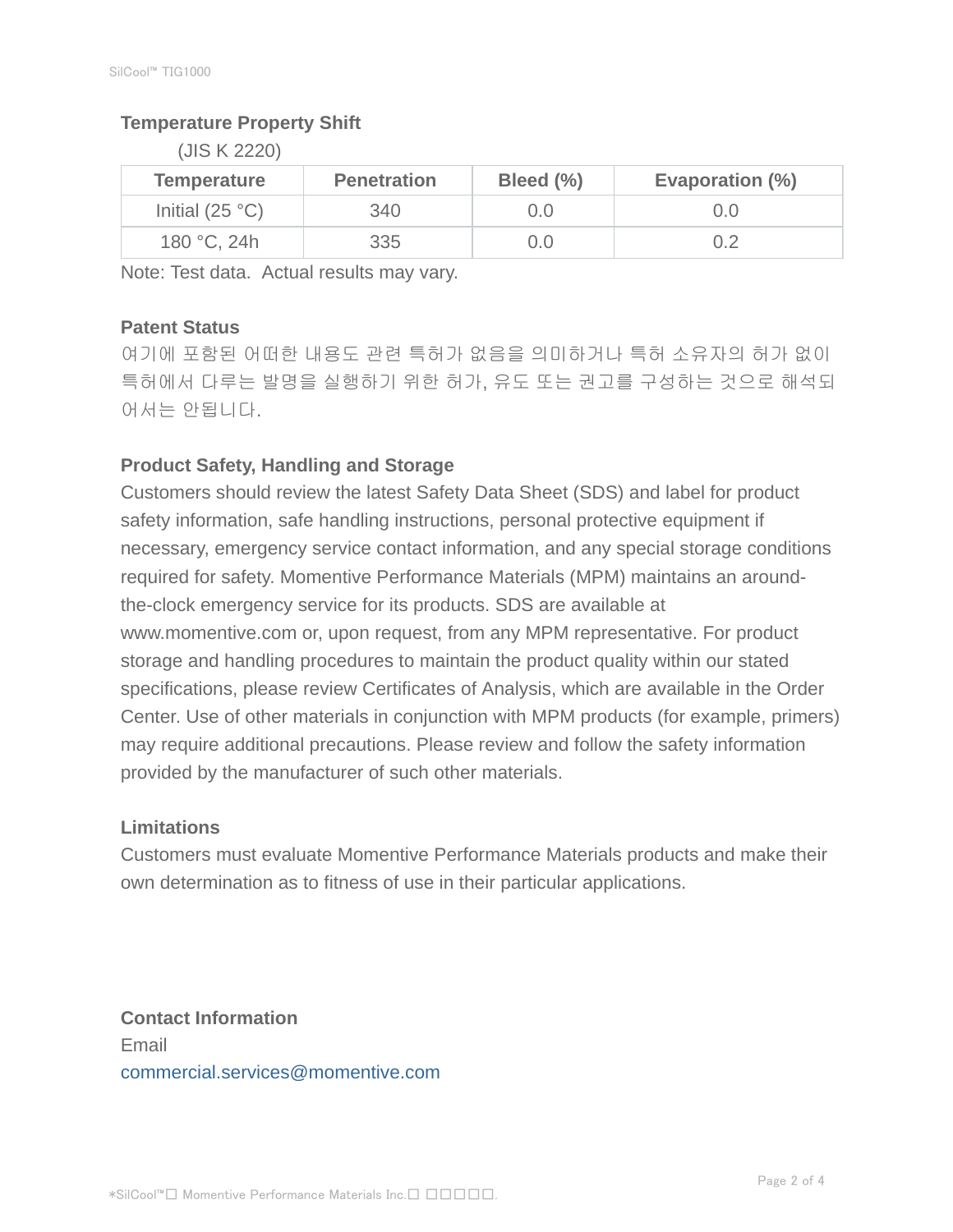## Temperature Property Shift

(JIS K 2220)

| Temperature | Penetration | Bleed (%) | Evaporation (%) |
|---|---|---|---|
| Initial (25 °C) | 340 | 0.0 | 0.0 |
| 180 °C, 24h | 335 | 0.0 | 0.2 |

Note: Test data. Actual results may vary.

## Patent Status

여기에 포함된 어떠한 내용도 관련 특허가 없음을 의미하거나 특허 소유자의 허가 없이 특허에서 다루는 발명을 실행하기 위한 허가, 유도 또는 권고를 구성하는 것으로 해석되어서는 안됩니다.

## Product Safety, Handling and Storage

Customers should review the latest Safety Data Sheet (SDS) and label for product safety information, safe handling instructions, personal protective equipment if necessary, emergency service contact information, and any special storage conditions required for safety. Momentive Performance Materials (MPM) maintains an around-the-clock emergency service for its products. SDS are available at www.momentive.com or, upon request, from any MPM representative. For product storage and handling procedures to maintain the product quality within our stated specifications, please review Certificates of Analysis, which are available in the Order Center. Use of other materials in conjunction with MPM products (for example, primers) may require additional precautions. Please review and follow the safety information provided by the manufacturer of such other materials.

## Limitations

Customers must evaluate Momentive Performance Materials products and make their own determination as to fitness of use in their particular applications.

## Contact Information

Email

commercial.services@momentive.com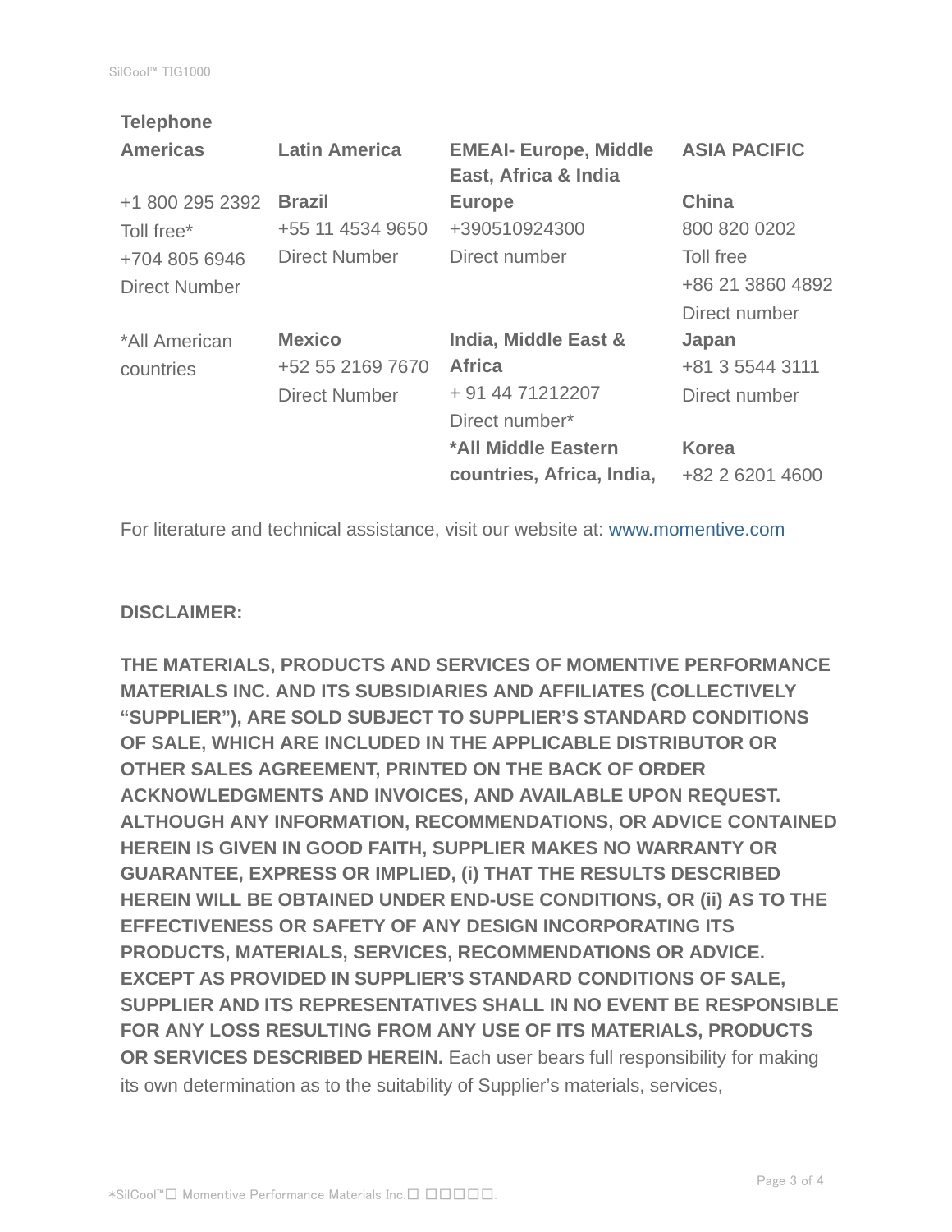**Telephone**

| **Americas** | **Latin America** | **EMEAI- Europe, Middle East, Africa & India** | **ASIA PACIFIC** |
| --- | --- | --- | --- |
| +1 800 295 2392<br>Toll free*<br>+704 805 6946<br>Direct Number | **Brazil**<br>+55 11 4534 9650<br>Direct Number | **Europe**<br>+390510924300<br>Direct number | **China**<br>800 820 0202<br>Toll free<br>+86 21 3860 4892<br>Direct number |
| *All American countries | **Mexico**<br>+52 55 2169 7670<br>Direct Number | **India, Middle East & Africa**<br>+ 91 44 71212207<br>Direct number* | **Japan**<br>+81 3 5544 3111<br>Direct number |
| | | ***All Middle Eastern countries, Africa, India,** | **Korea**<br>+82 2 6201 4600 |

For literature and technical assistance, visit our website at: www.momentive.com

**DISCLAIMER:**

**THE MATERIALS, PRODUCTS AND SERVICES OF MOMENTIVE PERFORMANCE MATERIALS INC. AND ITS SUBSIDIARIES AND AFFILIATES (COLLECTIVELY "SUPPLIER"), ARE SOLD SUBJECT TO SUPPLIER'S STANDARD CONDITIONS OF SALE, WHICH ARE INCLUDED IN THE APPLICABLE DISTRIBUTOR OR OTHER SALES AGREEMENT, PRINTED ON THE BACK OF ORDER ACKNOWLEDGMENTS AND INVOICES, AND AVAILABLE UPON REQUEST. ALTHOUGH ANY INFORMATION, RECOMMENDATIONS, OR ADVICE CONTAINED HEREIN IS GIVEN IN GOOD FAITH, SUPPLIER MAKES NO WARRANTY OR GUARANTEE, EXPRESS OR IMPLIED, (i) THAT THE RESULTS DESCRIBED HEREIN WILL BE OBTAINED UNDER END-USE CONDITIONS, OR (ii) AS TO THE EFFECTIVENESS OR SAFETY OF ANY DESIGN INCORPORATING ITS PRODUCTS, MATERIALS, SERVICES, RECOMMENDATIONS OR ADVICE. EXCEPT AS PROVIDED IN SUPPLIER'S STANDARD CONDITIONS OF SALE, SUPPLIER AND ITS REPRESENTATIVES SHALL IN NO EVENT BE RESPONSIBLE FOR ANY LOSS RESULTING FROM ANY USE OF ITS MATERIALS, PRODUCTS OR SERVICES DESCRIBED HEREIN.** Each user bears full responsibility for making its own determination as to the suitability of Supplier's materials, services,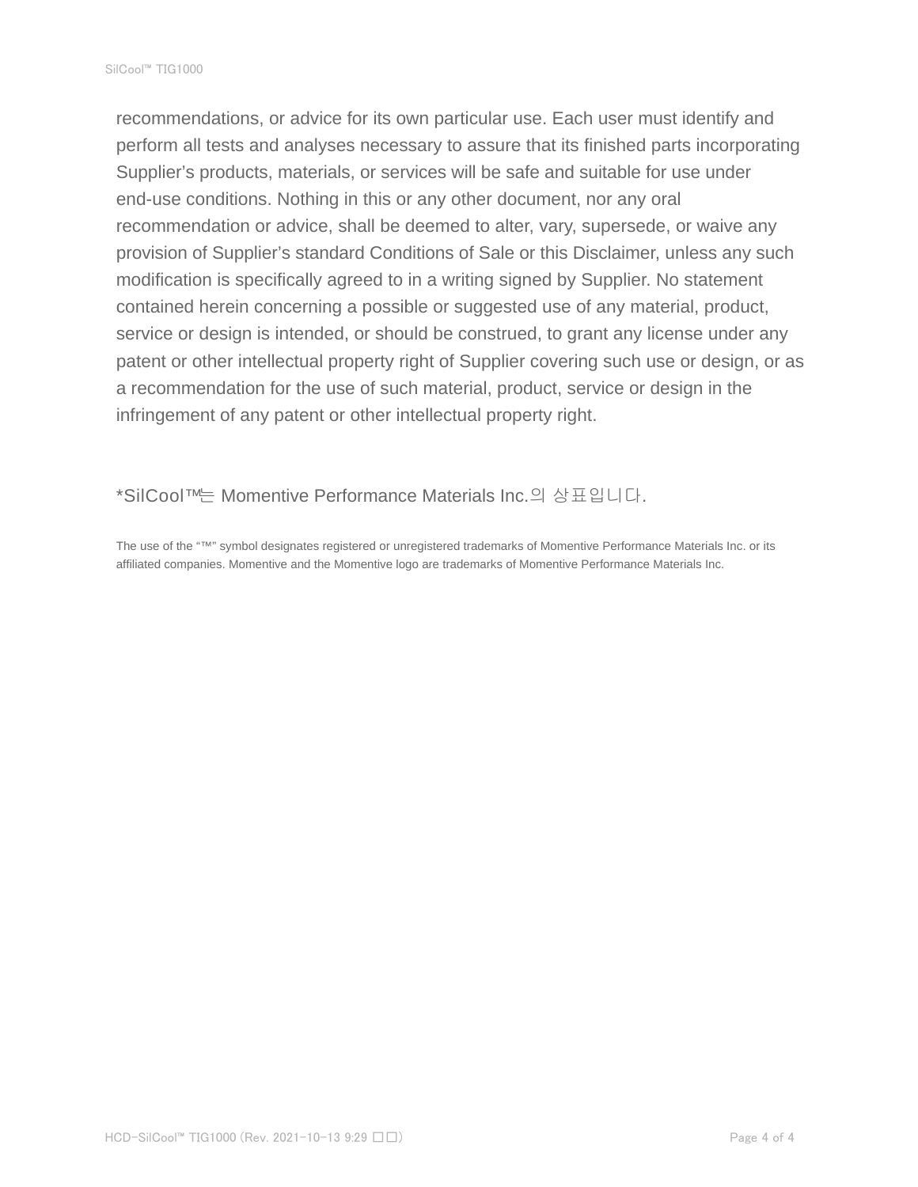recommendations, or advice for its own particular use. Each user must identify and perform all tests and analyses necessary to assure that its finished parts incorporating Supplier's products, materials, or services will be safe and suitable for use under end-use conditions. Nothing in this or any other document, nor any oral recommendation or advice, shall be deemed to alter, vary, supersede, or waive any provision of Supplier's standard Conditions of Sale or this Disclaimer, unless any such modification is specifically agreed to in a writing signed by Supplier. No statement contained herein concerning a possible or suggested use of any material, product, service or design is intended, or should be construed, to grant any license under any patent or other intellectual property right of Supplier covering such use or design, or as a recommendation for the use of such material, product, service or design in the infringement of any patent or other intellectual property right.

*SilCool™는 Momentive Performance Materials Inc.의 상표입니다.

The use of the "™" symbol designates registered or unregistered trademarks of Momentive Performance Materials Inc. or its affiliated companies. Momentive and the Momentive logo are trademarks of Momentive Performance Materials Inc.